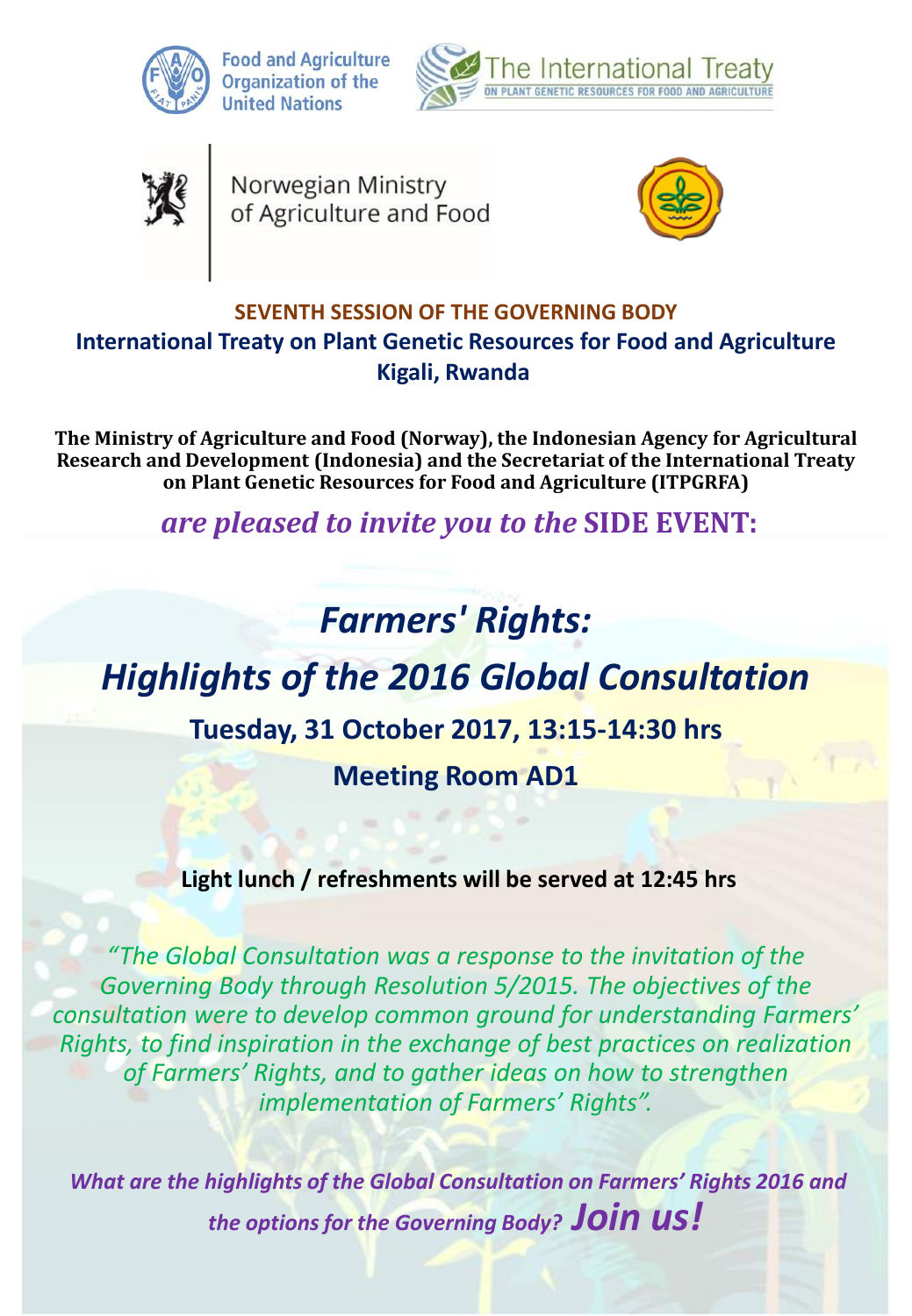Food and Agriculture Organization of the United Nations

The International Treaty ON PLANT GENETIC RESOURCES FOR FOOD AND AGRICULTURE

Norwegian Ministry of Agriculture and Food

**SEVENTH SESSION OF THE GOVERNING BODY**

**International Treaty on Plant Genetic Resources for Food and Agriculture**

**Kigali, Rwanda**

**The Ministry of Agriculture and Food (Norway), the Indonesian Agency for Agricultural Research and Development (Indonesia) and the Secretariat of the International Treaty on Plant Genetic Resources for Food and Agriculture (ITPGRFA)**

***are pleased to invite you to the* SIDE EVENT:**

# *Farmers' Rights:*

# *Highlights of the 2016 Global Consultation*

**Tuesday, 31 October 2017, 13:15-14:30 hrs**

**Meeting Room AD1**

**Light lunch / refreshments will be served at 12:45 hrs**

*"The Global Consultation was a response to the invitation of the Governing Body through Resolution 5/2015. The objectives of the consultation were to develop common ground for understanding Farmers' Rights, to find inspiration in the exchange of best practices on realization of Farmers' Rights, and to gather ideas on how to strengthen implementation of Farmers' Rights".*

***What are the highlights of the Global Consultation on Farmers' Rights 2016 and the options for the Governing Body? Join us!***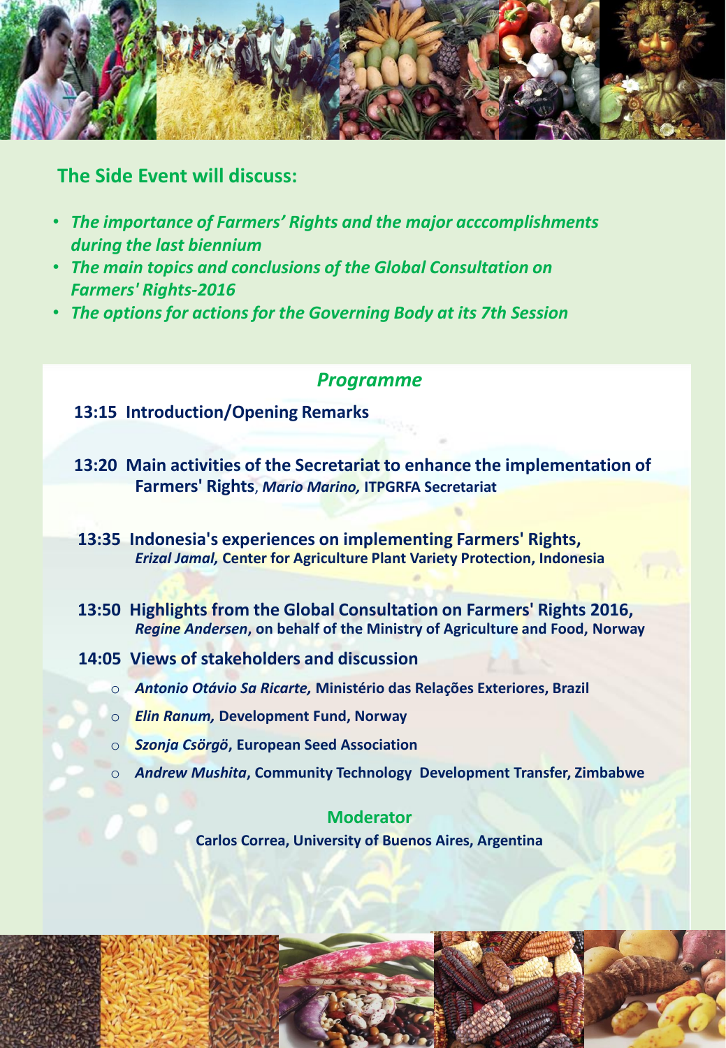## The Side Event will discuss:

- *The importance of Farmers' Rights and the major acccomplishments during the last biennium*
- *The main topics and conclusions of the Global Consultation on Farmers' Rights-2016*
- *The options for actions for the Governing Body at its 7th Session*

## *Programme*

**13:15 Introduction/Opening Remarks**

**13:20 Main activities of the Secretariat to enhance the implementation of Farmers' Rights**, ***Mario Marino,*** **ITPGRFA Secretariat**

**13:35 Indonesia's experiences on implementing Farmers' Rights,** ***Erizal Jamal,*** **Center for Agriculture Plant Variety Protection, Indonesia**

**13:50 Highlights from the Global Consultation on Farmers' Rights 2016,** ***Regine Andersen*****, on behalf of the Ministry of Agriculture and Food, Norway**

**14:05 Views of stakeholders and discussion**

- ***Antonio Otávio Sa Ricarte,*** **Ministério das Relações Exteriores, Brazil**
- ***Elin Ranum,*** **Development Fund, Norway**
- ***Szonja Csörgö*****, European Seed Association**
- ***Andrew Mushita*****, Community Technology Development Transfer, Zimbabwe**

### Moderator

**Carlos Correa, University of Buenos Aires, Argentina**